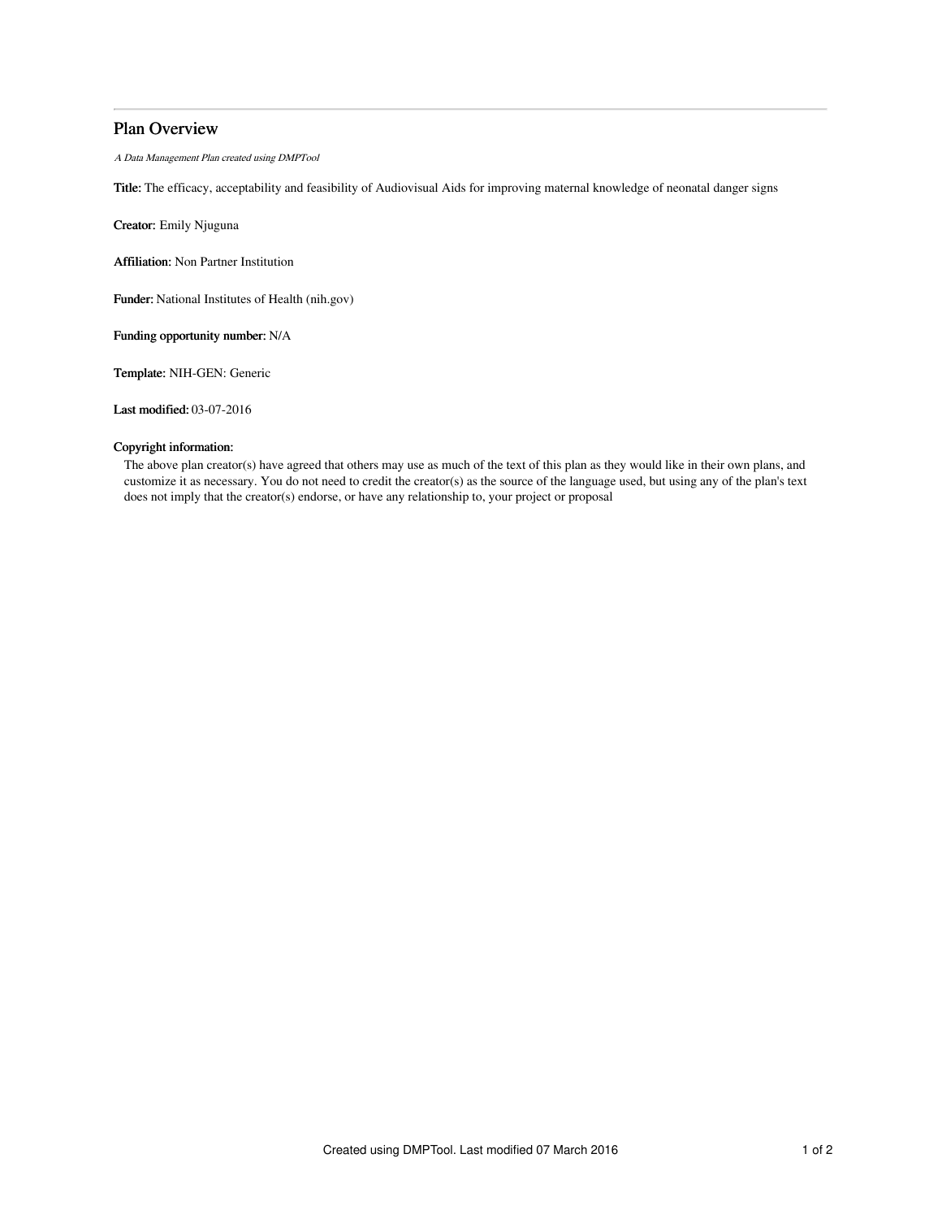## Plan Overview

*A Data Management Plan created using DMPTool*

**Title:** The efficacy, acceptability and feasibility of Audiovisual Aids for improving maternal knowledge of neonatal danger signs

**Creator:** Emily Njuguna

**Affiliation:** Non Partner Institution

**Funder:** National Institutes of Health (nih.gov)

**Funding opportunity number:** N/A

**Template:** NIH-GEN: Generic

**Last modified:** 03-07-2016

**Copyright information:**

The above plan creator(s) have agreed that others may use as much of the text of this plan as they would like in their own plans, and customize it as necessary. You do not need to credit the creator(s) as the source of the language used, but using any of the plan's text does not imply that the creator(s) endorse, or have any relationship to, your project or proposal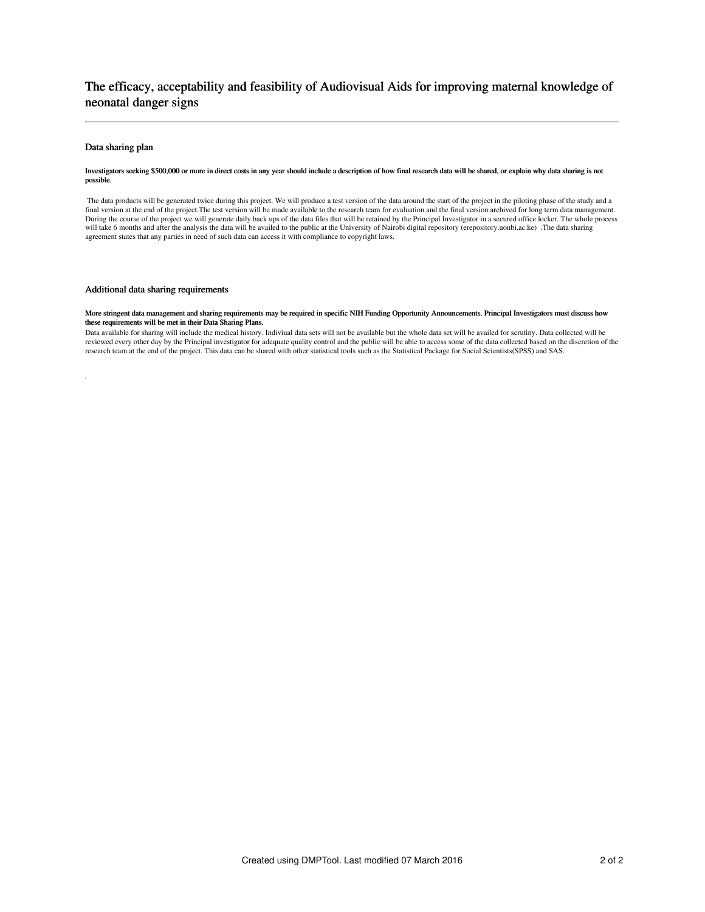## The efficacy, acceptability and feasibility of Audiovisual Aids for improving maternal knowledge of neonatal danger signs

---

### Data sharing plan

**Investigators seeking $500,000 or more in direct costs in any year should include a description of how final research data will be shared, or explain why data sharing is not possible.**

The data products will be generated twice during this project. We will produce a test version of the data around the start of the project in the piloting phase of the study and a final version at the end of the project.The test version will be made available to the research team for evaluation and the final version archived for long term data management. During the course of the project we will generate daily back ups of the data files that will be retained by the Principal Investigator in a secured office locker. The whole process will take 6 months and after the analysis the data will be availed to the public at the University of Nairobi digital repository (erepository.uonbi.ac.ke) .The data sharing agreement states that any parties in need of such data can access it with compliance to copyright laws.

### Additional data sharing requirements

**More stringent data management and sharing requirements may be required in specific NIH Funding Opportunity Announcements. Principal Investigators must discuss how these requirements will be met in their Data Sharing Plans.**

Data available for sharing will include the medical history. Indiviual data sets will not be available but the whole data set will be availed for scrutiny. Data collected will be reviewed every other day by the Principal investigator for adequate quality control and the public will be able to access some of the data collected based on the discretion of the research team at the end of the project. This data can be shared with other statistical tools such as the Statistical Package for Social Scientists(SPSS) and SAS.